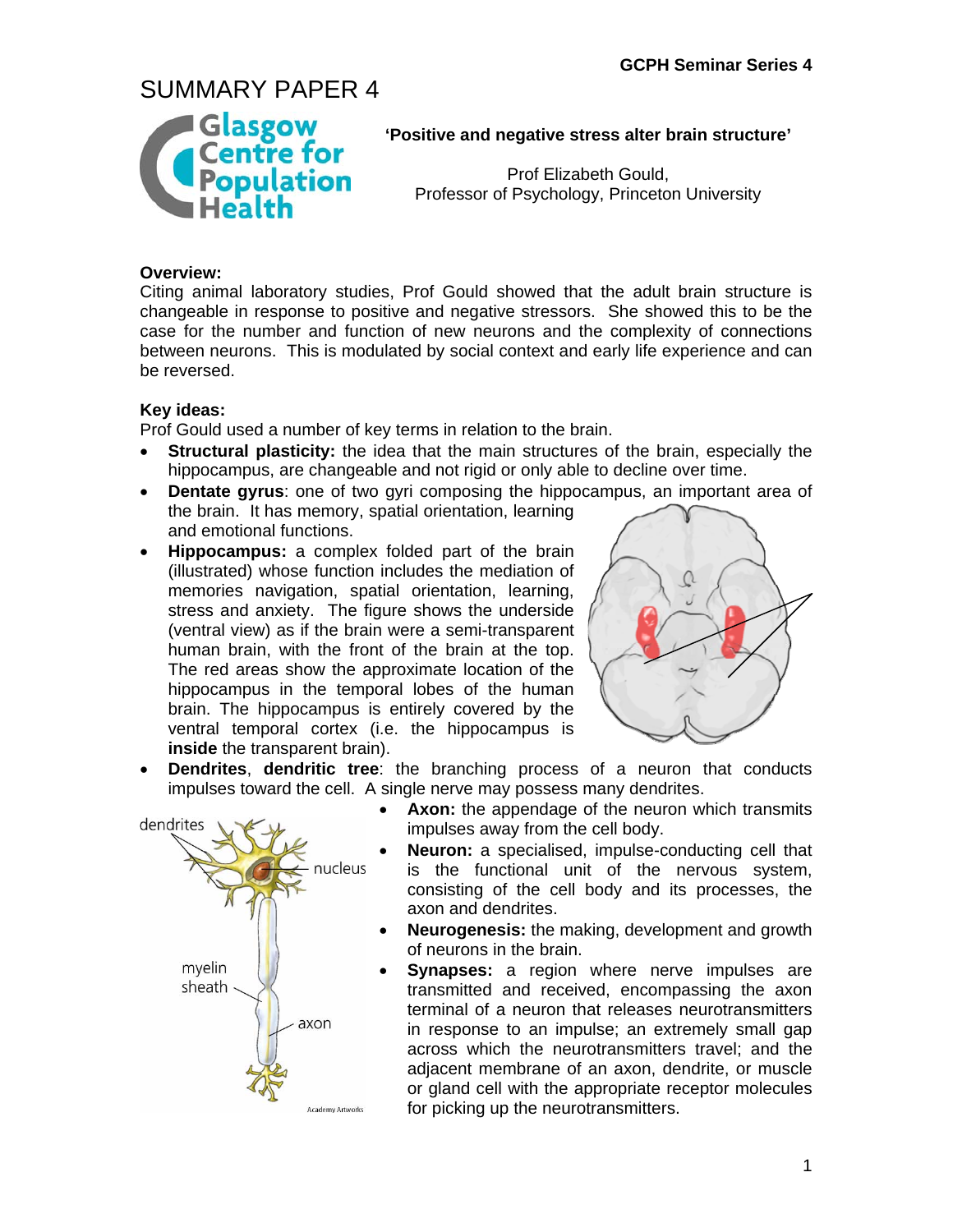# SUMMARY PAPER 4

Glasgow Centre for Population Health

**'Positive and negative stress alter brain structure'**

Prof Elizabeth Gould,
Professor of Psychology, Princeton University

**Overview:**

Citing animal laboratory studies, Prof Gould showed that the adult brain structure is changeable in response to positive and negative stressors. She showed this to be the case for the number and function of new neurons and the complexity of connections between neurons. This is modulated by social context and early life experience and can be reversed.

**Key ideas:**

Prof Gould used a number of key terms in relation to the brain.

- **Structural plasticity:** the idea that the main structures of the brain, especially the hippocampus, are changeable and not rigid or only able to decline over time.
- **Dentate gyrus**: one of two gyri composing the hippocampus, an important area of the brain. It has memory, spatial orientation, learning and emotional functions.
- **Hippocampus:** a complex folded part of the brain (illustrated) whose function includes the mediation of memories navigation, spatial orientation, learning, stress and anxiety. The figure shows the underside (ventral view) as if the brain were a semi-transparent human brain, with the front of the brain at the top. The red areas show the approximate location of the hippocampus in the temporal lobes of the human brain. The hippocampus is entirely covered by the ventral temporal cortex (i.e. the hippocampus is **inside** the transparent brain).
- **Dendrites**, **dendritic tree**: the branching process of a neuron that conducts impulses toward the cell. A single nerve may possess many dendrites.
- **Axon:** the appendage of the neuron which transmits impulses away from the cell body.
- **Neuron:** a specialised, impulse-conducting cell that is the functional unit of the nervous system, consisting of the cell body and its processes, the axon and dendrites.
- **Neurogenesis:** the making, development and growth of neurons in the brain.
- **Synapses:** a region where nerve impulses are transmitted and received, encompassing the axon terminal of a neuron that releases neurotransmitters in response to an impulse; an extremely small gap across which the neurotransmitters travel; and the adjacent membrane of an axon, dendrite, or muscle or gland cell with the appropriate receptor molecules for picking up the neurotransmitters.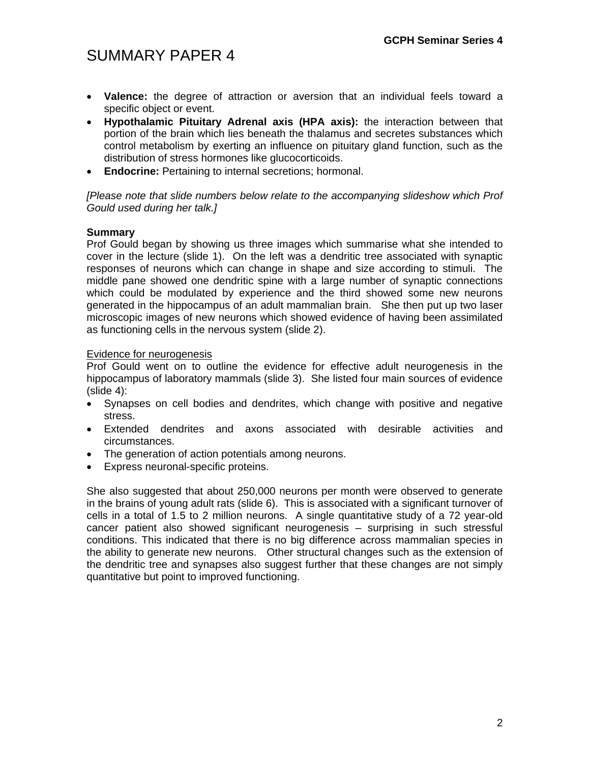# SUMMARY PAPER 4

- **Valence:** the degree of attraction or aversion that an individual feels toward a specific object or event.
- **Hypothalamic Pituitary Adrenal axis (HPA axis):** the interaction between that portion of the brain which lies beneath the thalamus and secretes substances which control metabolism by exerting an influence on pituitary gland function, such as the distribution of stress hormones like glucocorticoids.
- **Endocrine:** Pertaining to internal secretions; hormonal.

*[Please note that slide numbers below relate to the accompanying slideshow which Prof Gould used during her talk.]*

**Summary**
Prof Gould began by showing us three images which summarise what she intended to cover in the lecture (slide 1). On the left was a dendritic tree associated with synaptic responses of neurons which can change in shape and size according to stimuli. The middle pane showed one dendritic spine with a large number of synaptic connections which could be modulated by experience and the third showed some new neurons generated in the hippocampus of an adult mammalian brain. She then put up two laser microscopic images of new neurons which showed evidence of having been assimilated as functioning cells in the nervous system (slide 2).

<u>Evidence for neurogenesis</u>
Prof Gould went on to outline the evidence for effective adult neurogenesis in the hippocampus of laboratory mammals (slide 3). She listed four main sources of evidence (slide 4):

- Synapses on cell bodies and dendrites, which change with positive and negative stress.
- Extended dendrites and axons associated with desirable activities and circumstances.
- The generation of action potentials among neurons.
- Express neuronal-specific proteins.

She also suggested that about 250,000 neurons per month were observed to generate in the brains of young adult rats (slide 6). This is associated with a significant turnover of cells in a total of 1.5 to 2 million neurons. A single quantitative study of a 72 year-old cancer patient also showed significant neurogenesis – surprising in such stressful conditions. This indicated that there is no big difference across mammalian species in the ability to generate new neurons. Other structural changes such as the extension of the dendritic tree and synapses also suggest further that these changes are not simply quantitative but point to improved functioning.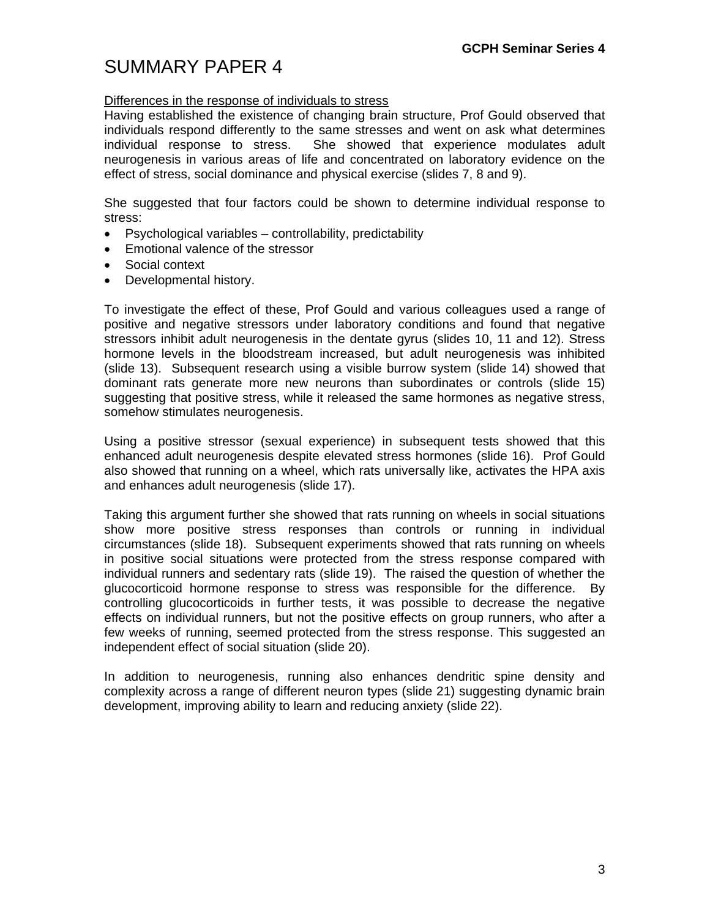# SUMMARY PAPER 4

Differences in the response of individuals to stress

Having established the existence of changing brain structure, Prof Gould observed that individuals respond differently to the same stresses and went on ask what determines individual response to stress. She showed that experience modulates adult neurogenesis in various areas of life and concentrated on laboratory evidence on the effect of stress, social dominance and physical exercise (slides 7, 8 and 9).

She suggested that four factors could be shown to determine individual response to stress:

- Psychological variables – controllability, predictability
- Emotional valence of the stressor
- Social context
- Developmental history.

To investigate the effect of these, Prof Gould and various colleagues used a range of positive and negative stressors under laboratory conditions and found that negative stressors inhibit adult neurogenesis in the dentate gyrus (slides 10, 11 and 12). Stress hormone levels in the bloodstream increased, but adult neurogenesis was inhibited (slide 13). Subsequent research using a visible burrow system (slide 14) showed that dominant rats generate more new neurons than subordinates or controls (slide 15) suggesting that positive stress, while it released the same hormones as negative stress, somehow stimulates neurogenesis.

Using a positive stressor (sexual experience) in subsequent tests showed that this enhanced adult neurogenesis despite elevated stress hormones (slide 16). Prof Gould also showed that running on a wheel, which rats universally like, activates the HPA axis and enhances adult neurogenesis (slide 17).

Taking this argument further she showed that rats running on wheels in social situations show more positive stress responses than controls or running in individual circumstances (slide 18). Subsequent experiments showed that rats running on wheels in positive social situations were protected from the stress response compared with individual runners and sedentary rats (slide 19). The raised the question of whether the glucocorticoid hormone response to stress was responsible for the difference. By controlling glucocorticoids in further tests, it was possible to decrease the negative effects on individual runners, but not the positive effects on group runners, who after a few weeks of running, seemed protected from the stress response. This suggested an independent effect of social situation (slide 20).

In addition to neurogenesis, running also enhances dendritic spine density and complexity across a range of different neuron types (slide 21) suggesting dynamic brain development, improving ability to learn and reducing anxiety (slide 22).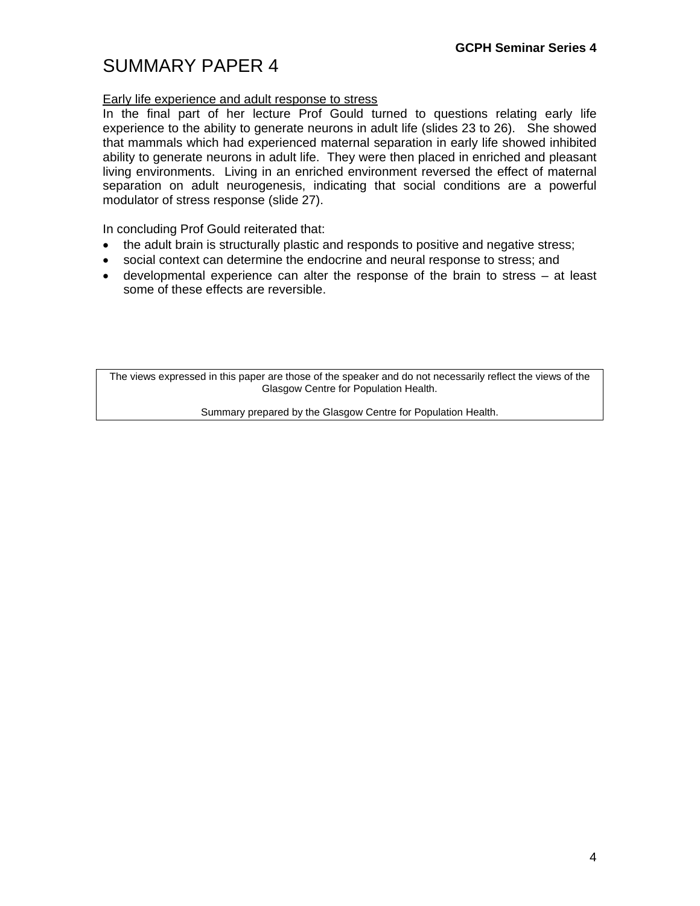# SUMMARY PAPER 4

<u>Early life experience and adult response to stress</u>

In the final part of her lecture Prof Gould turned to questions relating early life experience to the ability to generate neurons in adult life (slides 23 to 26). She showed that mammals which had experienced maternal separation in early life showed inhibited ability to generate neurons in adult life. They were then placed in enriched and pleasant living environments. Living in an enriched environment reversed the effect of maternal separation on adult neurogenesis, indicating that social conditions are a powerful modulator of stress response (slide 27).

In concluding Prof Gould reiterated that:

- the adult brain is structurally plastic and responds to positive and negative stress;
- social context can determine the endocrine and neural response to stress; and
- developmental experience can alter the response of the brain to stress – at least some of these effects are reversible.

The views expressed in this paper are those of the speaker and do not necessarily reflect the views of the Glasgow Centre for Population Health.

Summary prepared by the Glasgow Centre for Population Health.